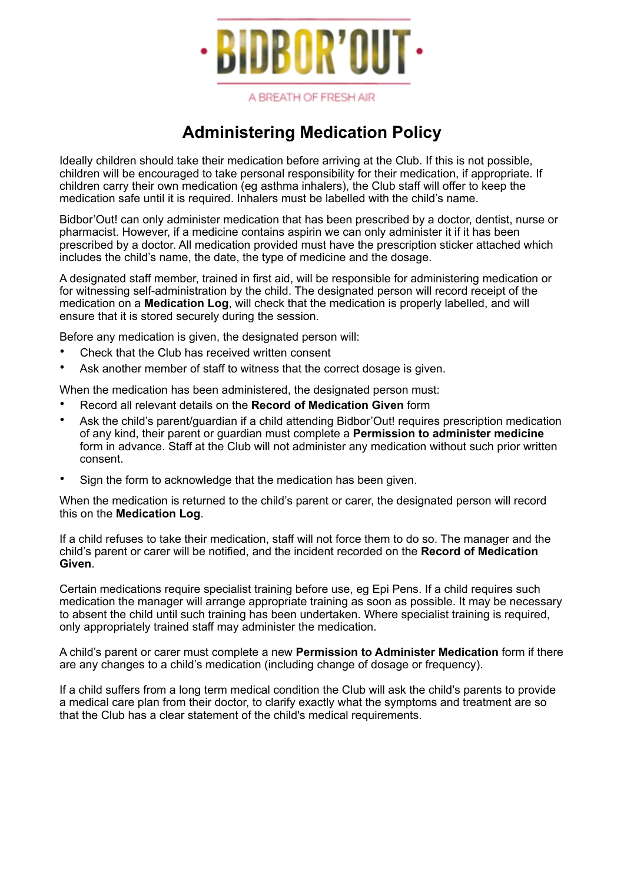BIDBOR'OUT

A BREATH OF FRESH AIR

# Administering Medication Policy

Ideally children should take their medication before arriving at the Club. If this is not possible, children will be encouraged to take personal responsibility for their medication, if appropriate. If children carry their own medication (eg asthma inhalers), the Club staff will offer to keep the medication safe until it is required. Inhalers must be labelled with the child's name.

Bidbor'Out! can only administer medication that has been prescribed by a doctor, dentist, nurse or pharmacist. However, if a medicine contains aspirin we can only administer it if it has been prescribed by a doctor. All medication provided must have the prescription sticker attached which includes the child's name, the date, the type of medicine and the dosage.

A designated staff member, trained in first aid, will be responsible for administering medication or for witnessing self-administration by the child. The designated person will record receipt of the medication on a **Medication Log**, will check that the medication is properly labelled, and will ensure that it is stored securely during the session.

Before any medication is given, the designated person will:

- Check that the Club has received written consent
- Ask another member of staff to witness that the correct dosage is given.

When the medication has been administered, the designated person must:

- Record all relevant details on the **Record of Medication Given** form
- Ask the child's parent/guardian if a child attending Bidbor'Out! requires prescription medication of any kind, their parent or guardian must complete a **Permission to administer medicine** form in advance. Staff at the Club will not administer any medication without such prior written consent.
- Sign the form to acknowledge that the medication has been given.

When the medication is returned to the child's parent or carer, the designated person will record this on the **Medication Log**.

If a child refuses to take their medication, staff will not force them to do so. The manager and the child's parent or carer will be notified, and the incident recorded on the **Record of Medication Given**.

Certain medications require specialist training before use, eg Epi Pens. If a child requires such medication the manager will arrange appropriate training as soon as possible. It may be necessary to absent the child until such training has been undertaken. Where specialist training is required, only appropriately trained staff may administer the medication.

A child's parent or carer must complete a new **Permission to Administer Medication** form if there are any changes to a child's medication (including change of dosage or frequency).

If a child suffers from a long term medical condition the Club will ask the child's parents to provide a medical care plan from their doctor, to clarify exactly what the symptoms and treatment are so that the Club has a clear statement of the child's medical requirements.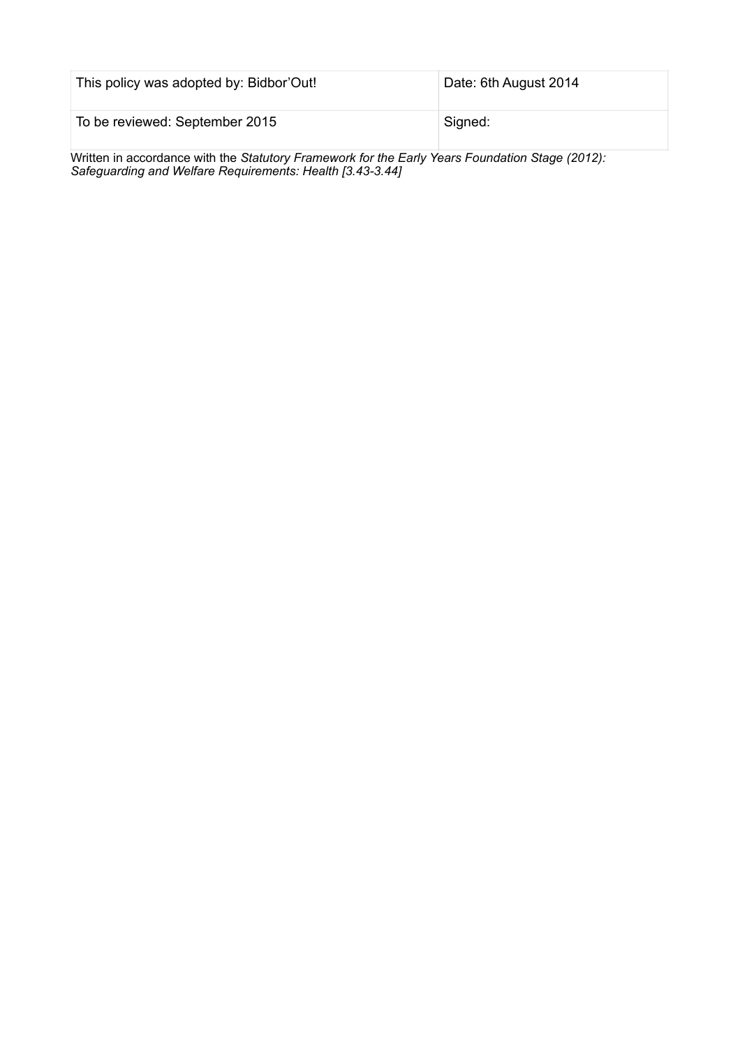| | |
|---|---|
| This policy was adopted by: Bidbor'Out! | Date: 6th August 2014 |
| To be reviewed: September 2015 | Signed: |

Written in accordance with the *Statutory Framework for the Early Years Foundation Stage (2012): Safeguarding and Welfare Requirements: Health [3.43-3.44]*